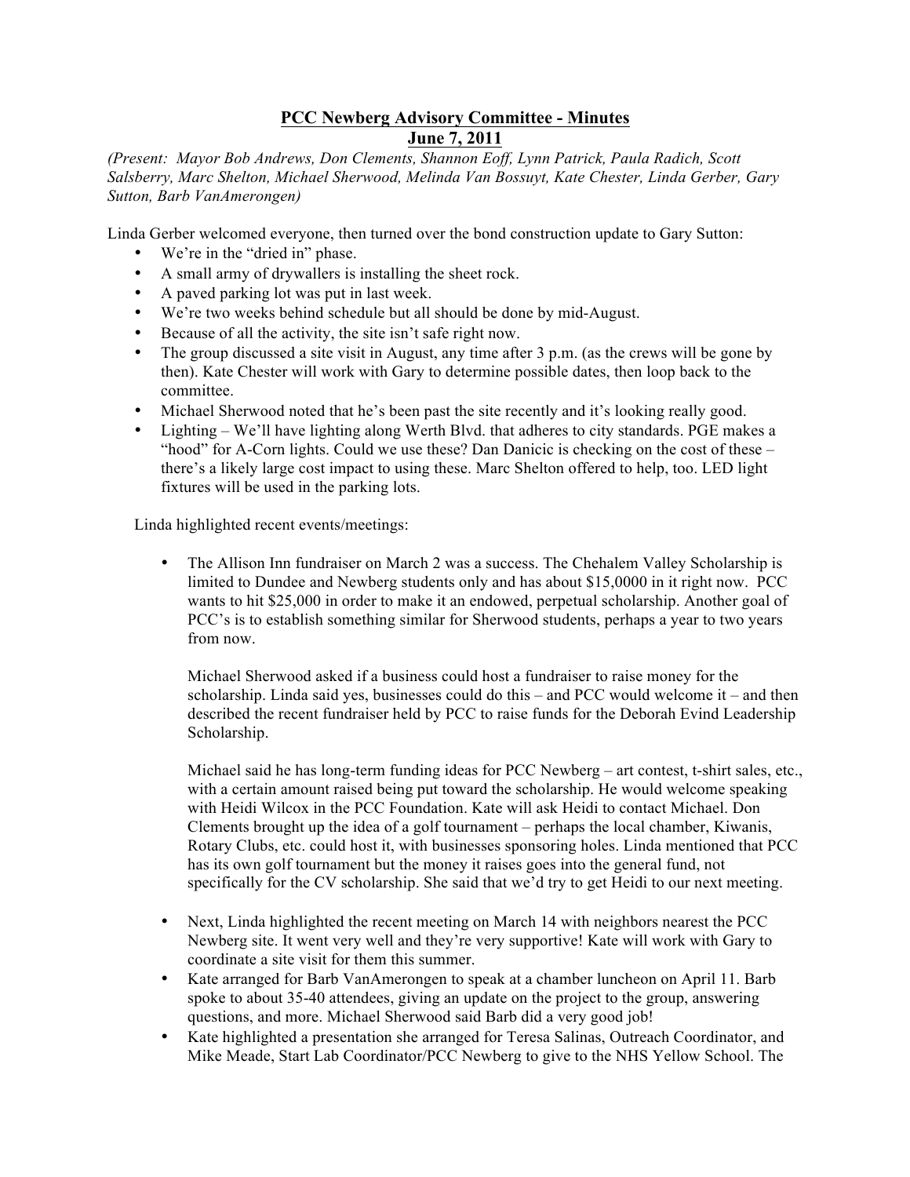# PCC Newberg Advisory Committee - Minutes

## June 7, 2011

*(Present: Mayor Bob Andrews, Don Clements, Shannon Eoff, Lynn Patrick, Paula Radich, Scott Salsberry, Marc Shelton, Michael Sherwood, Melinda Van Bossuyt, Kate Chester, Linda Gerber, Gary Sutton, Barb VanAmerongen)*

Linda Gerber welcomed everyone, then turned over the bond construction update to Gary Sutton:

- We're in the "dried in" phase.
- A small army of drywallers is installing the sheet rock.
- A paved parking lot was put in last week.
- We're two weeks behind schedule but all should be done by mid-August.
- Because of all the activity, the site isn't safe right now.
- The group discussed a site visit in August, any time after 3 p.m. (as the crews will be gone by then). Kate Chester will work with Gary to determine possible dates, then loop back to the committee.
- Michael Sherwood noted that he's been past the site recently and it's looking really good.
- Lighting – We'll have lighting along Werth Blvd. that adheres to city standards. PGE makes a "hood" for A-Corn lights. Could we use these? Dan Danicic is checking on the cost of these – there's a likely large cost impact to using these. Marc Shelton offered to help, too. LED light fixtures will be used in the parking lots.

Linda highlighted recent events/meetings:

- The Allison Inn fundraiser on March 2 was a success. The Chehalem Valley Scholarship is limited to Dundee and Newberg students only and has about $15,0000 in it right now. PCC wants to hit $25,000 in order to make it an endowed, perpetual scholarship. Another goal of PCC's is to establish something similar for Sherwood students, perhaps a year to two years from now.

  Michael Sherwood asked if a business could host a fundraiser to raise money for the scholarship. Linda said yes, businesses could do this – and PCC would welcome it – and then described the recent fundraiser held by PCC to raise funds for the Deborah Evind Leadership Scholarship.

  Michael said he has long-term funding ideas for PCC Newberg – art contest, t-shirt sales, etc., with a certain amount raised being put toward the scholarship. He would welcome speaking with Heidi Wilcox in the PCC Foundation. Kate will ask Heidi to contact Michael. Don Clements brought up the idea of a golf tournament – perhaps the local chamber, Kiwanis, Rotary Clubs, etc. could host it, with businesses sponsoring holes. Linda mentioned that PCC has its own golf tournament but the money it raises goes into the general fund, not specifically for the CV scholarship. She said that we'd try to get Heidi to our next meeting.

- Next, Linda highlighted the recent meeting on March 14 with neighbors nearest the PCC Newberg site. It went very well and they're very supportive! Kate will work with Gary to coordinate a site visit for them this summer.
- Kate arranged for Barb VanAmerongen to speak at a chamber luncheon on April 11. Barb spoke to about 35-40 attendees, giving an update on the project to the group, answering questions, and more. Michael Sherwood said Barb did a very good job!
- Kate highlighted a presentation she arranged for Teresa Salinas, Outreach Coordinator, and Mike Meade, Start Lab Coordinator/PCC Newberg to give to the NHS Yellow School. The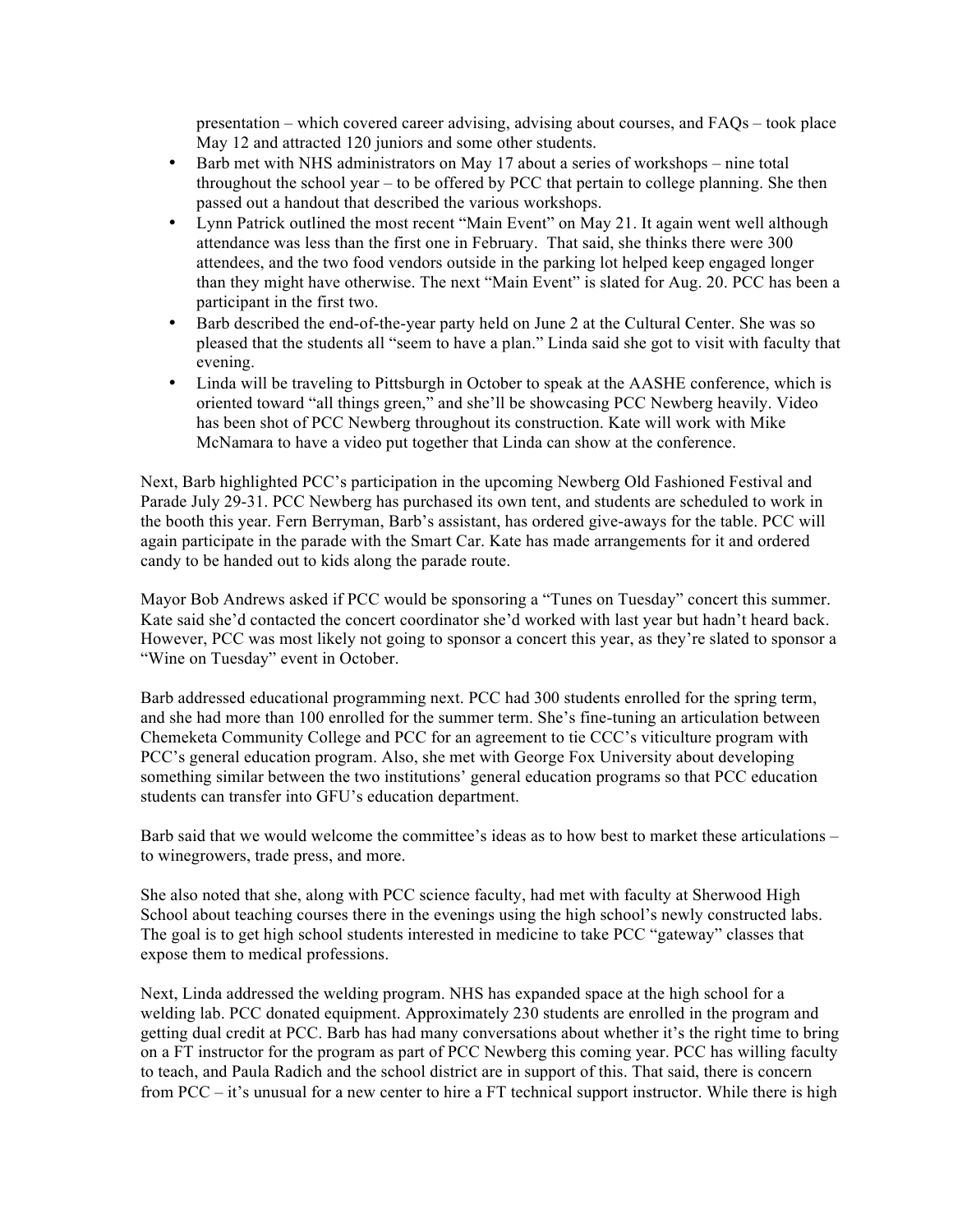presentation – which covered career advising, advising about courses, and FAQs – took place May 12 and attracted 120 juniors and some other students.

- Barb met with NHS administrators on May 17 about a series of workshops – nine total throughout the school year – to be offered by PCC that pertain to college planning. She then passed out a handout that described the various workshops.
- Lynn Patrick outlined the most recent "Main Event" on May 21. It again went well although attendance was less than the first one in February. That said, she thinks there were 300 attendees, and the two food vendors outside in the parking lot helped keep engaged longer than they might have otherwise. The next "Main Event" is slated for Aug. 20. PCC has been a participant in the first two.
- Barb described the end-of-the-year party held on June 2 at the Cultural Center. She was so pleased that the students all "seem to have a plan." Linda said she got to visit with faculty that evening.
- Linda will be traveling to Pittsburgh in October to speak at the AASHE conference, which is oriented toward "all things green," and she'll be showcasing PCC Newberg heavily. Video has been shot of PCC Newberg throughout its construction. Kate will work with Mike McNamara to have a video put together that Linda can show at the conference.

Next, Barb highlighted PCC's participation in the upcoming Newberg Old Fashioned Festival and Parade July 29-31. PCC Newberg has purchased its own tent, and students are scheduled to work in the booth this year. Fern Berryman, Barb's assistant, has ordered give-aways for the table. PCC will again participate in the parade with the Smart Car. Kate has made arrangements for it and ordered candy to be handed out to kids along the parade route.

Mayor Bob Andrews asked if PCC would be sponsoring a "Tunes on Tuesday" concert this summer. Kate said she'd contacted the concert coordinator she'd worked with last year but hadn't heard back. However, PCC was most likely not going to sponsor a concert this year, as they're slated to sponsor a "Wine on Tuesday" event in October.

Barb addressed educational programming next. PCC had 300 students enrolled for the spring term, and she had more than 100 enrolled for the summer term. She's fine-tuning an articulation between Chemeketa Community College and PCC for an agreement to tie CCC's viticulture program with PCC's general education program. Also, she met with George Fox University about developing something similar between the two institutions' general education programs so that PCC education students can transfer into GFU's education department.

Barb said that we would welcome the committee's ideas as to how best to market these articulations – to winegrowers, trade press, and more.

She also noted that she, along with PCC science faculty, had met with faculty at Sherwood High School about teaching courses there in the evenings using the high school's newly constructed labs. The goal is to get high school students interested in medicine to take PCC "gateway" classes that expose them to medical professions.

Next, Linda addressed the welding program. NHS has expanded space at the high school for a welding lab. PCC donated equipment. Approximately 230 students are enrolled in the program and getting dual credit at PCC. Barb has had many conversations about whether it's the right time to bring on a FT instructor for the program as part of PCC Newberg this coming year. PCC has willing faculty to teach, and Paula Radich and the school district are in support of this. That said, there is concern from PCC – it's unusual for a new center to hire a FT technical support instructor. While there is high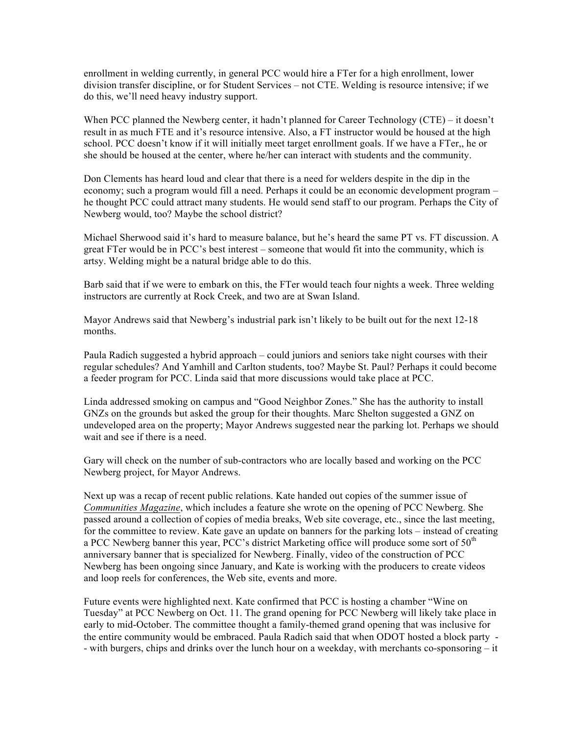enrollment in welding currently, in general PCC would hire a FTer for a high enrollment, lower division transfer discipline, or for Student Services – not CTE. Welding is resource intensive; if we do this, we'll need heavy industry support.

When PCC planned the Newberg center, it hadn't planned for Career Technology (CTE) – it doesn't result in as much FTE and it's resource intensive. Also, a FT instructor would be housed at the high school. PCC doesn't know if it will initially meet target enrollment goals. If we have a FTer,, he or she should be housed at the center, where he/her can interact with students and the community.

Don Clements has heard loud and clear that there is a need for welders despite in the dip in the economy; such a program would fill a need. Perhaps it could be an economic development program – he thought PCC could attract many students. He would send staff to our program. Perhaps the City of Newberg would, too? Maybe the school district?

Michael Sherwood said it's hard to measure balance, but he's heard the same PT vs. FT discussion. A great FTer would be in PCC's best interest – someone that would fit into the community, which is artsy. Welding might be a natural bridge able to do this.

Barb said that if we were to embark on this, the FTer would teach four nights a week. Three welding instructors are currently at Rock Creek, and two are at Swan Island.

Mayor Andrews said that Newberg's industrial park isn't likely to be built out for the next 12-18 months.

Paula Radich suggested a hybrid approach – could juniors and seniors take night courses with their regular schedules? And Yamhill and Carlton students, too? Maybe St. Paul? Perhaps it could become a feeder program for PCC. Linda said that more discussions would take place at PCC.

Linda addressed smoking on campus and "Good Neighbor Zones." She has the authority to install GNZs on the grounds but asked the group for their thoughts. Marc Shelton suggested a GNZ on undeveloped area on the property; Mayor Andrews suggested near the parking lot. Perhaps we should wait and see if there is a need.

Gary will check on the number of sub-contractors who are locally based and working on the PCC Newberg project, for Mayor Andrews.

Next up was a recap of recent public relations. Kate handed out copies of the summer issue of *Communities Magazine*, which includes a feature she wrote on the opening of PCC Newberg. She passed around a collection of copies of media breaks, Web site coverage, etc., since the last meeting, for the committee to review. Kate gave an update on banners for the parking lots – instead of creating a PCC Newberg banner this year, PCC's district Marketing office will produce some sort of 50th anniversary banner that is specialized for Newberg. Finally, video of the construction of PCC Newberg has been ongoing since January, and Kate is working with the producers to create videos and loop reels for conferences, the Web site, events and more.

Future events were highlighted next. Kate confirmed that PCC is hosting a chamber "Wine on Tuesday" at PCC Newberg on Oct. 11. The grand opening for PCC Newberg will likely take place in early to mid-October. The committee thought a family-themed grand opening that was inclusive for the entire community would be embraced. Paula Radich said that when ODOT hosted a block party -- with burgers, chips and drinks over the lunch hour on a weekday, with merchants co-sponsoring – it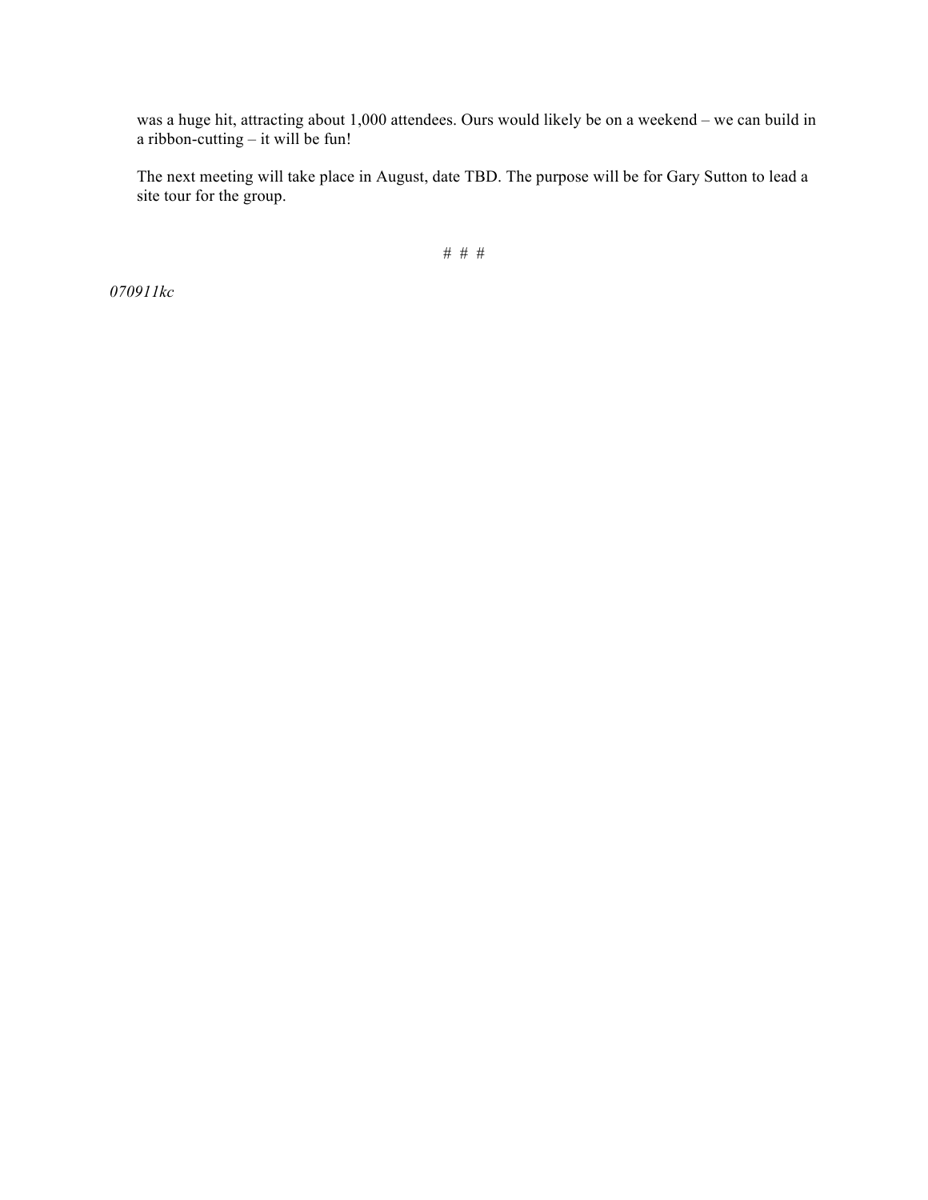was a huge hit, attracting about 1,000 attendees. Ours would likely be on a weekend – we can build in a ribbon-cutting – it will be fun!

The next meeting will take place in August, date TBD. The purpose will be for Gary Sutton to lead a site tour for the group.

# # #

*070911kc*